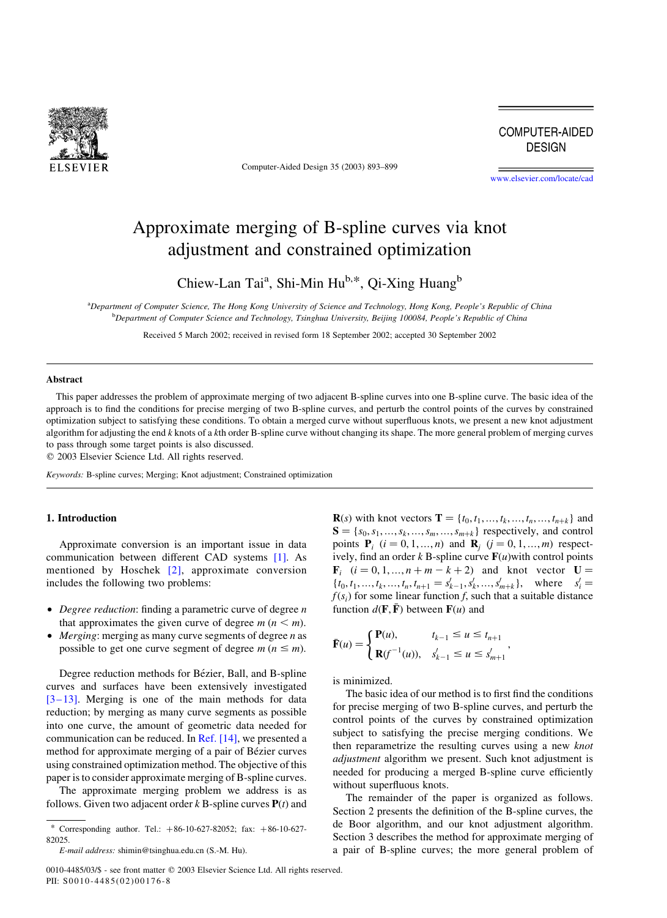# Approximate merging of B-spline curves via knot adjustment and constrained optimization

Chiew-Lan Tai[a], Shi-Min Hu[b,*], Qi-Xing Huang[b]

[a]Department of Computer Science, The Hong Kong University of Science and Technology, Hong Kong, People's Republic of China
[b]Department of Computer Science and Technology, Tsinghua University, Beijing 100084, People's Republic of China

Received 5 March 2002; received in revised form 18 September 2002; accepted 30 September 2002

## Abstract

This paper addresses the problem of approximate merging of two adjacent B-spline curves into one B-spline curve. The basic idea of the approach is to find the conditions for precise merging of two B-spline curves, and perturb the control points of the curves by constrained optimization subject to satisfying these conditions. To obtain a merged curve without superfluous knots, we present a new knot adjustment algorithm for adjusting the end $k$ knots of a $k$th order B-spline curve without changing its shape. The more general problem of merging curves to pass through some target points is also discussed.

© 2003 Elsevier Science Ltd. All rights reserved.

*Keywords:* B-spline curves; Merging; Knot adjustment; Constrained optimization

## 1. Introduction

Approximate conversion is an important issue in data communication between different CAD systems [1]. As mentioned by Hoschek [2], approximate conversion includes the following two problems:

- *Degree reduction*: finding a parametric curve of degree $n$ that approximates the given curve of degree $m$ ($n < m$).
- *Merging*: merging as many curve segments of degree $n$ as possible to get one curve segment of degree $m$ ($n \leq m$).

Degree reduction methods for Bézier, Ball, and B-spline curves and surfaces have been extensively investigated [3–13]. Merging is one of the main methods for data reduction; by merging as many curve segments as possible into one curve, the amount of geometric data needed for communication can be reduced. In Ref. [14], we presented a method for approximate merging of a pair of Bézier curves using constrained optimization method. The objective of this paper is to consider approximate merging of B-spline curves.

The approximate merging problem we address is as follows. Given two adjacent order $k$ B-spline curves $\mathbf{P}(t)$ and $\mathbf{R}(s)$ with knot vectors $\mathbf{T} = \{t_0, t_1, \ldots, t_k, \ldots, t_n, \ldots, t_{n+k}\}$ and $\mathbf{S} = \{s_0, s_1, \ldots, s_k, \ldots, s_m, \ldots, s_{m+k}\}$ respectively, and control points $\mathbf{P}_i$ ($i = 0, 1, \ldots, n$) and $\mathbf{R}_j$ ($j = 0, 1, \ldots, m$) respectively, find an order $k$ B-spline curve $\mathbf{F}(u)$ with control points $\mathbf{F}_i$ ($i = 0, 1, \ldots, n + m - k + 2$) and knot vector $\mathbf{U} = \{t_0, t_1, \ldots, t_k, \ldots, t_n, t_{n+1} = s'_{k-1}, s'_k, \ldots, s'_{m+k}\}$, where $s'_i = f(s_i)$ for some linear function $f$, such that a suitable distance function $d(\mathbf{F}, \bar{\mathbf{F}})$ between $\mathbf{F}(u)$ and

$$\bar{\mathbf{F}}(u) = \begin{cases} \mathbf{P}(u), & t_{k-1} \leq u \leq t_{n+1} \\ \mathbf{R}(f^{-1}(u)), & s'_{k-1} \leq u \leq s'_{m+1} \end{cases},$$

is minimized.

The basic idea of our method is to first find the conditions for precise merging of two B-spline curves, and perturb the control points of the curves by constrained optimization subject to satisfying the precise merging conditions. We then reparametrize the resulting curves using a new *knot adjustment* algorithm we present. Such knot adjustment is needed for producing a merged B-spline curve efficiently without superfluous knots.

The remainder of the paper is organized as follows. Section 2 presents the definition of the B-spline curves, the de Boor algorithm, and our knot adjustment algorithm. Section 3 describes the method for approximate merging of a pair of B-spline curves; the more general problem of

---

\* Corresponding author. Tel.: +86-10-627-82052; fax: +86-10-627-82025.
*E-mail address:* shimin@tsinghua.edu.cn (S.-M. Hu).

0010-4485/03/$ - see front matter © 2003 Elsevier Science Ltd. All rights reserved.
PII: S0010-4485(02)00176-8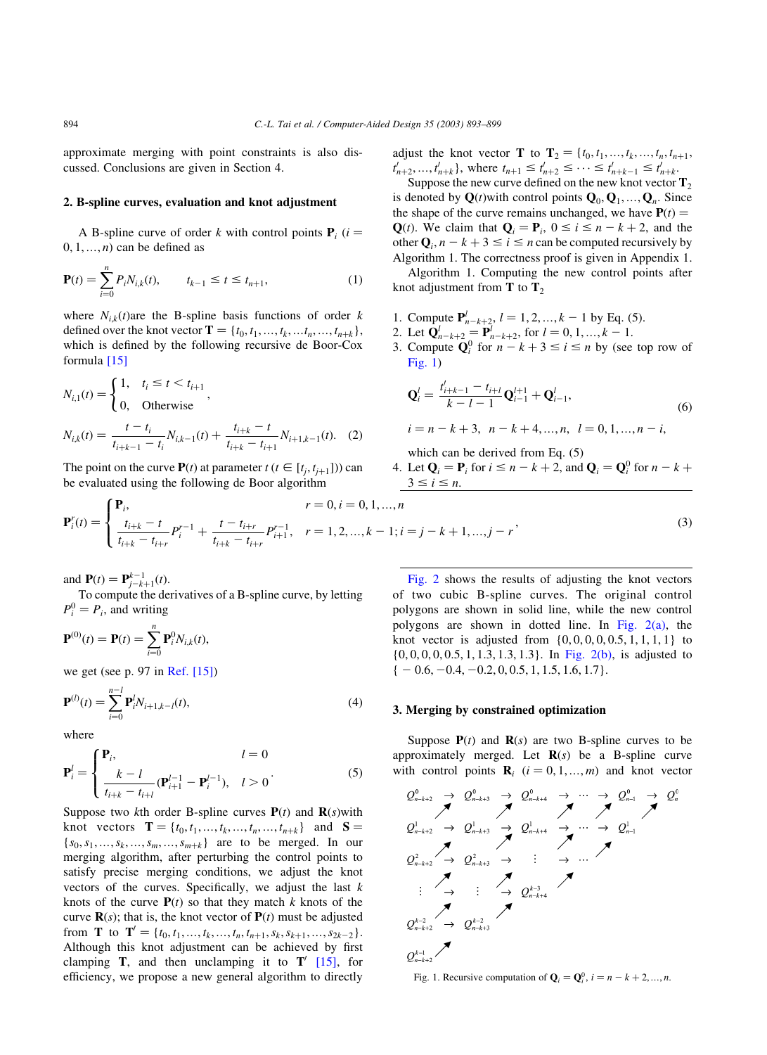approximate merging with point constraints is also discussed. Conclusions are given in Section 4.

## 2. B-spline curves, evaluation and knot adjustment

A B-spline curve of order $k$ with control points $\mathbf{P}_i$ $(i = 0, 1, \ldots, n)$ can be defined as

$$\mathbf{P}(t) = \sum_{i=0}^{n} P_i N_{i,k}(t), \qquad t_{k-1} \le t \le t_{n+1}, \tag{1}$$

where $N_{i,k}(t)$are the B-spline basis functions of order $k$ defined over the knot vector $\mathbf{T} = \{t_0, t_1, \ldots, t_k, \ldots t_n, \ldots, t_{n+k}\}$, which is defined by the following recursive de Boor-Cox formula [15]

$$N_{i,1}(t) = \begin{cases} 1, & t_i \le t < t_{i+1} \\ 0, & \text{Otherwise} \end{cases},$$

$$N_{i,k}(t) = \frac{t - t_i}{t_{i+k-1} - t_i} N_{i,k-1}(t) + \frac{t_{i+k} - t}{t_{i+k} - t_{i+1}} N_{i+1,k-1}(t). \tag{2}$$

The point on the curve $\mathbf{P}(t)$ at parameter $t$ $(t \in [t_j, t_{j+1}])$ can be evaluated using the following de Boor algorithm

$$\mathbf{P}_i^r(t) = \begin{cases} \mathbf{P}_i, & r = 0, i = 0, 1, \ldots, n \\ \dfrac{t_{i+k} - t}{t_{i+k} - t_{i+r}} P_i^{r-1} + \dfrac{t - t_{i+r}}{t_{i+k} - t_{i+r}} P_{i+1}^{r-1}, & r = 1, 2, \ldots, k-1; i = j-k+1, \ldots, j-r \end{cases}, \tag{3}$$

and $\mathbf{P}(t) = \mathbf{P}_{j-k+1}^{k-1}(t)$.

To compute the derivatives of a B-spline curve, by letting $P_i^0 = P_i$, and writing

$$\mathbf{P}^{(0)}(t) = \mathbf{P}(t) = \sum_{i=0}^{n} \mathbf{P}_i^0 N_{i,k}(t),$$

we get (see p. 97 in Ref. [15])

$$\mathbf{P}^{(l)}(t) = \sum_{i=0}^{n-l} \mathbf{P}_i^l N_{i+1,k-l}(t), \tag{4}$$

where

$$\mathbf{P}_i^l = \begin{cases} \mathbf{P}_i, & l = 0 \\ \dfrac{k-l}{t_{i+k} - t_{i+l}} (\mathbf{P}_{i+1}^{l-1} - \mathbf{P}_i^{l-1}), & l > 0 \end{cases}. \tag{5}$$

Suppose two $k$th order B-spline curves $\mathbf{P}(t)$ and $\mathbf{R}(s)$with knot vectors $\mathbf{T} = \{t_0, t_1, \ldots, t_k, \ldots, t_n, \ldots, t_{n+k}\}$ and $\mathbf{S} = \{s_0, s_1, \ldots, s_k, \ldots, s_m, \ldots, s_{m+k}\}$ are to be merged. In our merging algorithm, after perturbing the control points to satisfy precise merging conditions, we adjust the knot vectors of the curves. Specifically, we adjust the last $k$ knots of the curve $\mathbf{P}(t)$ so that they match $k$ knots of the curve $\mathbf{R}(s)$; that is, the knot vector of $\mathbf{P}(t)$ must be adjusted from $\mathbf{T}$ to $\mathbf{T}' = \{t_0, t_1, \ldots, t_k, \ldots, t_n, t_{n+1}, s_k, s_{k+1}, \ldots, s_{2k-2}\}$. Although this knot adjustment can be achieved by first clamping $\mathbf{T}$, and then unclamping it to $\mathbf{T}'$ [15], for efficiency, we propose a new general algorithm to directly adjust the knot vector $\mathbf{T}$ to $\mathbf{T}_2 = \{t_0, t_1, \ldots, t_k, \ldots, t_n, t_{n+1}, t'_{n+2}, \ldots, t'_{n+k}\}$, where $t_{n+1} \le t'_{n+2} \le \cdots \le t'_{n+k-1} \le t'_{n+k}$.

Suppose the new curve defined on the new knot vector $\mathbf{T}_2$ is denoted by $\mathbf{Q}(t)$with control points $\mathbf{Q}_0, \mathbf{Q}_1, \ldots, \mathbf{Q}_n$. Since the shape of the curve remains unchanged, we have $\mathbf{P}(t) = \mathbf{Q}(t)$. We claim that $\mathbf{Q}_i = \mathbf{P}_i$, $0 \le i \le n-k+2$, and the other $\mathbf{Q}_i, n-k+3 \le i \le n$ can be computed recursively by Algorithm 1. The correctness proof is given in Appendix 1.

Algorithm 1. Computing the new control points after knot adjustment from $\mathbf{T}$ to $\mathbf{T}_2$

1. Compute $\mathbf{P}_{n-k+2}^l$, $l = 1, 2, \ldots, k-1$ by Eq. (5).
2. Let $\mathbf{Q}_{n-k+2}^l = \mathbf{P}_{n-k+2}^l$, for $l = 0, 1, \ldots, k-1$.
3. Compute $\mathbf{Q}_i^0$ for $n-k+3 \le i \le n$ by (see top row of Fig. 1)

$$\mathbf{Q}_i^l = \frac{t'_{i+k-1} - t_{i+l}}{k-l-1} \mathbf{Q}_{i-1}^{l+1} + \mathbf{Q}_{i-1}^l, \tag{6}$$

$$i = n-k+3, \; n-k+4, \ldots, n, \quad l = 0, 1, \ldots, n-i,$$

which can be derived from Eq. (5)

4. Let $\mathbf{Q}_i = \mathbf{P}_i$ for $i \le n-k+2$, and $\mathbf{Q}_i = \mathbf{Q}_i^0$ for $n-k+3 \le i \le n$.

$$\begin{array}{ccccccccccc}
Q^0_{n-k+2} & \to & Q^0_{n-k+3} & \to & Q^0_{n-k+4} & \to & \cdots & \to & Q^0_{n-1} & \to & Q^0_n \\
 & \nearrow & & \nearrow & & \nearrow & & \nearrow & & \nearrow & \\
Q^1_{n-k+2} & \to & Q^1_{n-k+3} & \to & Q^1_{n-k+4} & \to & \cdots & \to & Q^1_{n-1} & & \\
 & \nearrow & & \nearrow & & \nearrow & & \nearrow & & & \\
Q^2_{n-k+2} & \to & Q^2_{n-k+3} & \to & \vdots & \to & \cdots & & & & \\
 & \nearrow & & \nearrow & & \nearrow & & & & & \\
\vdots & \to & \vdots & \to & Q^{k-3}_{n-k+4} & & & & & & \\
 & \nearrow & & \nearrow & & & & & & & \\
Q^{k-2}_{n-k+2} & \to & Q^{k-2}_{n-k+3} & & & & & & & & \\
 & \nearrow & & & & & & & & & \\
Q^{k-1}_{n-k+2} & & & & & & & & & &
\end{array}$$

Fig. 1. Recursive computation of $\mathbf{Q}_i = \mathbf{Q}_i^0$, $i = n-k+2, \ldots, n$.

Fig. 2 shows the results of adjusting the knot vectors of two cubic B-spline curves. The original control polygons are shown in solid line, while the new control polygons are shown in dotted line. In Fig. 2(a), the knot vector is adjusted from $\{0, 0, 0, 0, 0.5, 1, 1, 1, 1\}$ to $\{0, 0, 0, 0, 0.5, 1, 1.3, 1.3, 1.3\}$. In Fig. 2(b), is adjusted to $\{-0.6, -0.4, -0.2, 0, 0.5, 1, 1.5, 1.6, 1.7\}$.

## 3. Merging by constrained optimization

Suppose $\mathbf{P}(t)$ and $\mathbf{R}(s)$ are two B-spline curves to be approximately merged. Let $\mathbf{R}(s)$ be a B-spline curve with control points $\mathbf{R}_i$ $(i = 0, 1, \ldots, m)$ and knot vector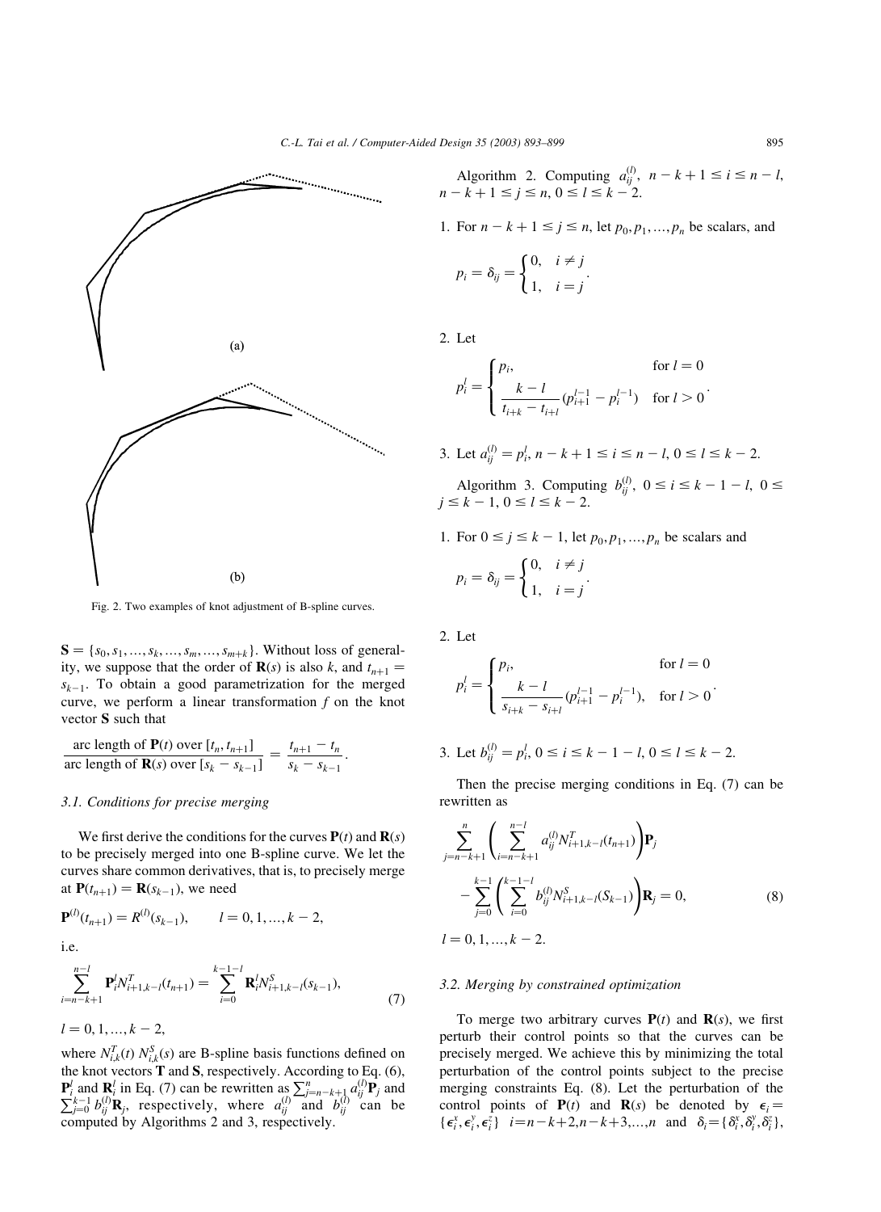Fig. 2. Two examples of knot adjustment of B-spline curves.

$\mathbf{S} = \{s_0, s_1, \ldots, s_k, \ldots, s_m, \ldots, s_{m+k}\}$. Without loss of generality, we suppose that the order of $\mathbf{R}(s)$ is also $k$, and $t_{n+1} = s_{k-1}$. To obtain a good parametrization for the merged curve, we perform a linear transformation $f$ on the knot vector $\mathbf{S}$ such that

$$\frac{\text{arc length of } \mathbf{P}(t) \text{ over } [t_n, t_{n+1}]}{\text{arc length of } \mathbf{R}(s) \text{ over } [s_k - s_{k-1}]} = \frac{t_{n+1} - t_n}{s_k - s_{k-1}}.$$

### 3.1. Conditions for precise merging

We first derive the conditions for the curves $\mathbf{P}(t)$ and $\mathbf{R}(s)$ to be precisely merged into one B-spline curve. We let the curves share common derivatives, that is, to precisely merge at $\mathbf{P}(t_{n+1}) = \mathbf{R}(s_{k-1})$, we need

$$\mathbf{P}^{(l)}(t_{n+1}) = R^{(l)}(s_{k-1}), \qquad l = 0, 1, \ldots, k-2,$$

i.e.

$$\sum_{i=n-k+1}^{n-l} \mathbf{P}_i^l N_{i+1,k-l}^T(t_{n+1}) = \sum_{i=0}^{k-1-l} \mathbf{R}_i^l N_{i+1,k-l}^S(s_{k-1}), \tag{7}$$

$l = 0, 1, \ldots, k-2,$

where $N_{i,k}^T(t)$ $N_{i,k}^S(s)$ are B-spline basis functions defined on the knot vectors $\mathbf{T}$ and $\mathbf{S}$, respectively. According to Eq. (6), $\mathbf{P}_i^l$ and $\mathbf{R}_i^l$ in Eq. (7) can be rewritten as $\sum_{j=n-k+1}^{n} a_{ij}^{(l)} \mathbf{P}_j$ and $\sum_{j=0}^{k-1} b_{ij}^{(l)} \mathbf{R}_j$, respectively, where $a_{ij}^{(l)}$ and $b_{ij}^{(l)}$ can be computed by Algorithms 2 and 3, respectively.

Algorithm 2. Computing $a_{ij}^{(l)}$, $n-k+1 \le i \le n-l$, $n-k+1 \le j \le n$, $0 \le l \le k-2$.

1. For $n-k+1 \le j \le n$, let $p_0, p_1, \ldots, p_n$ be scalars, and

$$p_i = \delta_{ij} = \begin{cases} 0, & i \ne j \\ 1, & i = j \end{cases}.$$

2. Let

$$p_i^l = \begin{cases} p_i, & \text{for } l = 0 \\ \dfrac{k-l}{t_{i+k} - t_{i+l}}(p_{i+1}^{l-1} - p_i^{l-1}) & \text{for } l > 0 \end{cases}.$$

3. Let $a_{ij}^{(l)} = p_i^l$, $n-k+1 \le i \le n-l$, $0 \le l \le k-2$.

Algorithm 3. Computing $b_{ij}^{(l)}$, $0 \le i \le k-1-l$, $0 \le j \le k-1$, $0 \le l \le k-2$.

1. For $0 \le j \le k-1$, let $p_0, p_1, \ldots, p_n$ be scalars and

$$p_i = \delta_{ij} = \begin{cases} 0, & i \ne j \\ 1, & i = j \end{cases}.$$

2. Let

$$p_i^l = \begin{cases} p_i, & \text{for } l = 0 \\ \dfrac{k-l}{s_{i+k} - s_{i+l}}(p_{i+1}^{l-1} - p_i^{l-1}), & \text{for } l > 0 \end{cases}.$$

3. Let $b_{ij}^{(l)} = p_i^l$, $0 \le i \le k-1-l$, $0 \le l \le k-2$.

Then the precise merging conditions in Eq. (7) can be rewritten as

$$\sum_{j=n-k+1}^{n} \left( \sum_{i=n-k+1}^{n-l} a_{ij}^{(l)} N_{i+1,k-l}^T(t_{n+1}) \right) \mathbf{P}_j - \sum_{j=0}^{k-1} \left( \sum_{i=0}^{k-1-l} b_{ij}^{(l)} N_{i+1,k-l}^S(S_{k-1}) \right) \mathbf{R}_j = 0, \tag{8}$$

$l = 0, 1, \ldots, k-2.$

### 3.2. Merging by constrained optimization

To merge two arbitrary curves $\mathbf{P}(t)$ and $\mathbf{R}(s)$, we first perturb their control points so that the curves can be precisely merged. We achieve this by minimizing the total perturbation of the control points subject to the precise merging constraints Eq. (8). Let the perturbation of the control points of $\mathbf{P}(t)$ and $\mathbf{R}(s)$ be denoted by $\epsilon_i = \{\epsilon_i^x, \epsilon_i^y, \epsilon_i^z\}$ $i = n-k+2, n-k+3, \ldots, n$ and $\delta_i = \{\delta_i^x, \delta_i^y, \delta_i^z\}$,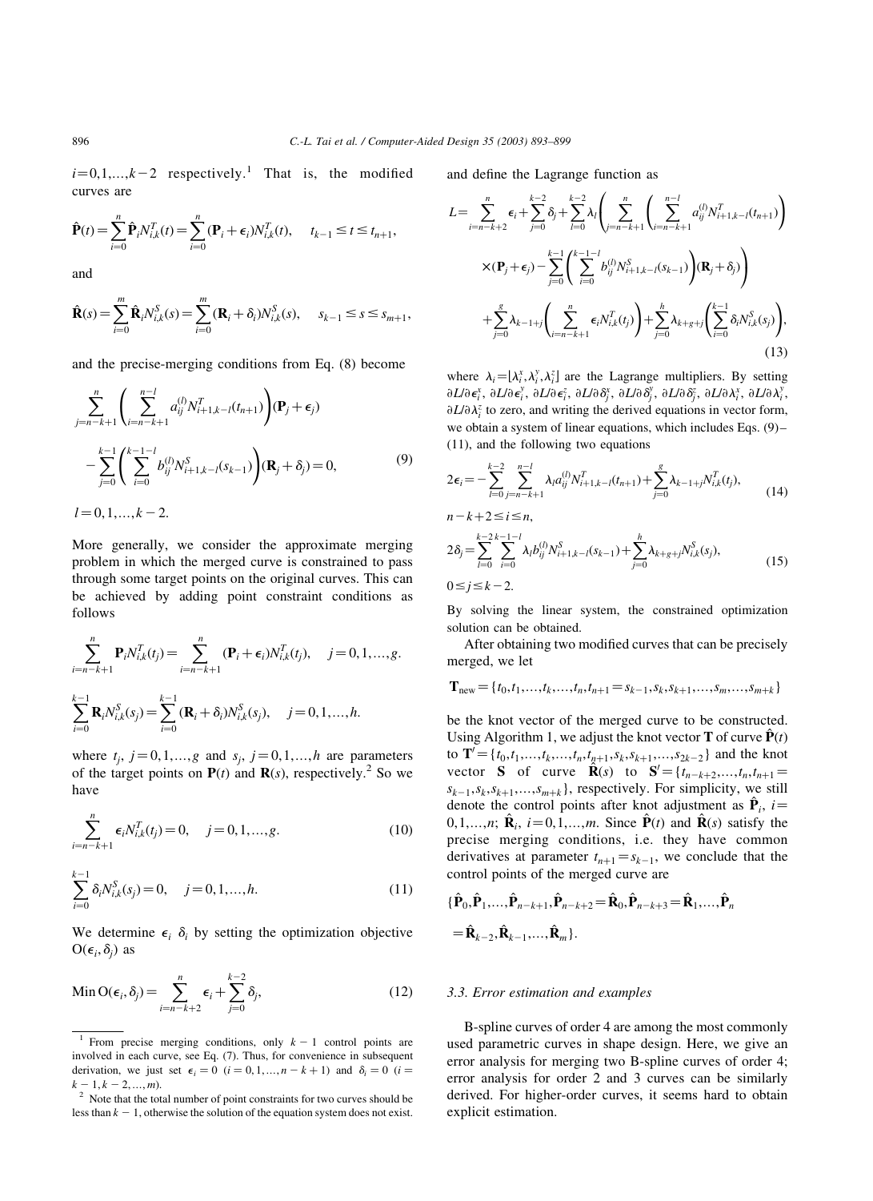$i=0,1,\ldots,k-2$ respectively.[1] That is, the modified curves are

$$\hat{\mathbf{P}}(t)=\sum_{i=0}^{n}\hat{\mathbf{P}}_i N_{i,k}^T(t)=\sum_{i=0}^{n}(\mathbf{P}_i+\boldsymbol{\epsilon}_i)N_{i,k}^T(t),\quad t_{k-1}\le t\le t_{n+1},$$

and

$$\hat{\mathbf{R}}(s)=\sum_{i=0}^{m}\hat{\mathbf{R}}_i N_{i,k}^S(s)=\sum_{i=0}^{m}(\mathbf{R}_i+\delta_i)N_{i,k}^S(s),\quad s_{k-1}\le s\le s_{m+1},$$

and the precise-merging conditions from Eq. (8) become

$$\sum_{j=n-k+1}^{n}\left(\sum_{i=n-k+1}^{n-l}a_{ij}^{(l)}N_{i+1,k-l}^T(t_{n+1})\right)(\mathbf{P}_j+\boldsymbol{\epsilon}_j)-\sum_{j=0}^{k-1}\left(\sum_{i=0}^{k-1-l}b_{ij}^{(l)}N_{i+1,k-l}^S(s_{k-1})\right)(\mathbf{R}_j+\delta_j)=0,\tag{9}$$

$l=0,1,\ldots,k-2.$

More generally, we consider the approximate merging problem in which the merged curve is constrained to pass through some target points on the original curves. This can be achieved by adding point constraint conditions as follows

$$\sum_{i=n-k+1}^{n}\mathbf{P}_i N_{i,k}^T(t_j)=\sum_{i=n-k+1}^{n}(\mathbf{P}_i+\boldsymbol{\epsilon}_i)N_{i,k}^T(t_j),\quad j=0,1,\ldots,g.$$

$$\sum_{i=0}^{k-1}\mathbf{R}_i N_{i,k}^S(s_j)=\sum_{i=0}^{k-1}(\mathbf{R}_i+\delta_i)N_{i,k}^S(s_j),\quad j=0,1,\ldots,h.$$

where $t_j$, $j=0,1,\ldots,g$ and $s_j$, $j=0,1,\ldots,h$ are parameters of the target points on $\mathbf{P}(t)$ and $\mathbf{R}(s)$, respectively.[2] So we have

$$\sum_{i=n-k+1}^{n}\boldsymbol{\epsilon}_i N_{i,k}^T(t_j)=0,\quad j=0,1,\ldots,g.\tag{10}$$

$$\sum_{i=0}^{k-1}\delta_i N_{i,k}^S(s_j)=0,\quad j=0,1,\ldots,h.\tag{11}$$

We determine $\boldsymbol{\epsilon}_i$ $\delta_i$ by setting the optimization objective $\mathrm{O}(\boldsymbol{\epsilon}_i,\delta_j)$ as

$$\mathrm{Min}\,\mathrm{O}(\boldsymbol{\epsilon}_i,\delta_j)=\sum_{i=n-k+2}^{n}\boldsymbol{\epsilon}_i+\sum_{j=0}^{k-2}\delta_j,\tag{12}$$

and define the Lagrange function as

$$L=\sum_{i=n-k+2}^{n}\boldsymbol{\epsilon}_i+\sum_{j=0}^{k-2}\delta_j+\sum_{l=0}^{k-2}\lambda_l\left(\sum_{j=n-k+1}^{n}\left(\sum_{i=n-k+1}^{n-l}a_{ij}^{(l)}N_{i+1,k-l}^T(t_{n+1})\right)\times(\mathbf{P}_j+\boldsymbol{\epsilon}_j)-\sum_{j=0}^{k-1}\left(\sum_{i=0}^{k-1-l}b_{ij}^{(l)}N_{i+1,k-l}^S(s_{k-1})\right)(\mathbf{R}_j+\delta_j)\right)+\sum_{j=0}^{g}\lambda_{k-1+j}\left(\sum_{i=n-k+1}^{n}\boldsymbol{\epsilon}_i N_{i,k}^T(t_j)\right)+\sum_{j=0}^{h}\lambda_{k+g+j}\left(\sum_{i=0}^{k-1}\delta_i N_{i,k}^S(s_j)\right),\tag{13}$$

where $\lambda_i=[\lambda_i^x,\lambda_i^y,\lambda_i^z]$ are the Lagrange multipliers. By setting $\partial L/\partial\epsilon_i^x$, $\partial L/\partial\epsilon_i^y$, $\partial L/\partial\epsilon_i^z$, $\partial L/\partial\delta_j^x$, $\partial L/\partial\delta_j^y$, $\partial L/\partial\delta_j^z$, $\partial L/\partial\lambda_i^x$, $\partial L/\partial\lambda_i^y$, $\partial L/\partial\lambda_i^z$ to zero, and writing the derived equations in vector form, we obtain a system of linear equations, which includes Eqs. (9)–(11), and the following two equations

$$2\boldsymbol{\epsilon}_i=-\sum_{l=0}^{k-2}\sum_{j=n-k+1}^{n-l}\lambda_l a_{ij}^{(l)}N_{i+1,k-l}^T(t_{n+1})+\sum_{j=0}^{g}\lambda_{k-1+j}N_{i,k}^T(t_j),\tag{14}$$

$n-k+2\le i\le n,$

$$2\delta_j=\sum_{l=0}^{k-2}\sum_{i=0}^{k-1-l}\lambda_l b_{ij}^{(l)}N_{i+1,k-l}^S(s_{k-1})+\sum_{j=0}^{h}\lambda_{k+g+j}N_{i,k}^S(s_j),\tag{15}$$

$0\le j\le k-2.$

By solving the linear system, the constrained optimization solution can be obtained.

After obtaining two modified curves that can be precisely merged, we let

$$\mathbf{T}_{\text{new}}=\{t_0,t_1,\ldots,t_k,\ldots,t_n,t_{n+1}=s_{k-1},s_k,s_{k+1},\ldots,s_m,\ldots,s_{m+k}\}$$

be the knot vector of the merged curve to be constructed. Using Algorithm 1, we adjust the knot vector $\mathbf{T}$ of curve $\hat{\mathbf{P}}(t)$ to $\mathbf{T}'=\{t_0,t_1,\ldots,t_k,\ldots,t_n,t_{n+1},s_k,s_{k+1},\ldots,s_{2k-2}\}$ and the knot vector $\mathbf{S}$ of curve $\hat{\mathbf{R}}(s)$ to $\mathbf{S}'=\{t_{n-k+2},\ldots,t_n,t_{n+1}=s_{k-1},s_k,s_{k+1},\ldots,s_{m+k}\}$, respectively. For simplicity, we still denote the control points after knot adjustment as $\hat{\mathbf{P}}_i$, $i=0,1,\ldots,n$; $\hat{\mathbf{R}}_i$, $i=0,1,\ldots,m$. Since $\hat{\mathbf{P}}(t)$ and $\hat{\mathbf{R}}(s)$ satisfy the precise merging conditions, i.e. they have common derivatives at parameter $t_{n+1}=s_{k-1}$, we conclude that the control points of the merged curve are

$$\{\hat{\mathbf{P}}_0,\hat{\mathbf{P}}_1,\ldots,\hat{\mathbf{P}}_{n-k+1},\hat{\mathbf{P}}_{n-k+2}=\hat{\mathbf{R}}_0,\hat{\mathbf{P}}_{n-k+3}=\hat{\mathbf{R}}_1,\ldots,\hat{\mathbf{P}}_n=\hat{\mathbf{R}}_{k-2},\hat{\mathbf{R}}_{k-1},\ldots,\hat{\mathbf{R}}_m\}.$$

### 3.3. Error estimation and examples

B-spline curves of order 4 are among the most commonly used parametric curves in shape design. Here, we give an error analysis for merging two B-spline curves of order 4; error analysis for order 2 and 3 curves can be similarly derived. For higher-order curves, it seems hard to obtain explicit estimation.

---

[1] From precise merging conditions, only $k-1$ control points are involved in each curve, see Eq. (7). Thus, for convenience in subsequent derivation, we just set $\boldsymbol{\epsilon}_i=0$ $(i=0,1,\ldots,n-k+1)$ and $\delta_i=0$ $(i=k-1,k-2,\ldots,m)$.

[2] Note that the total number of point constraints for two curves should be less than $k-1$, otherwise the solution of the equation system does not exist.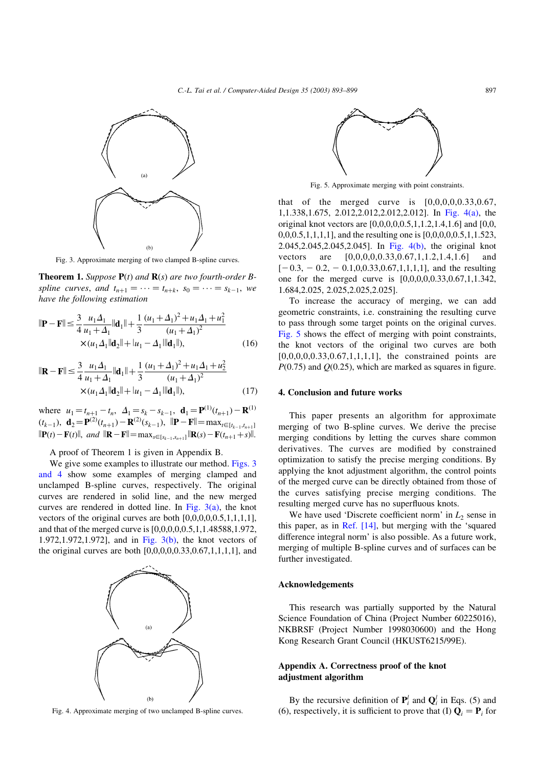Fig. 3. Approximate merging of two clamped B-spline curves.

**Theorem 1.** *Suppose* $\mathbf{P}(t)$ *and* $\mathbf{R}(s)$ *are two fourth-order B-spline curves, and* $t_{n+1} = \cdots = t_{n+k}$, $s_0 = \cdots = s_{k-1}$, *we have the following estimation*

$$\|\mathbf{P} - \mathbf{F}\| \le \frac{3}{4}\frac{u_1 \Delta_1}{u_1 + \Delta_1}\|\mathbf{d}_1\| + \frac{1}{3}\frac{(u_1+\Delta_1)^2 + u_1\Delta_1 + u_1^2}{(u_1+\Delta_1)^2} \times (u_1\Delta_1\|\mathbf{d}_2\| + |u_1 - \Delta_1|\|\mathbf{d}_1\|), \tag{16}$$

$$\|\mathbf{R} - \mathbf{F}\| \le \frac{3}{4}\frac{u_1 \Delta_1}{u_1 + \Delta_1}\|\mathbf{d}_1\| + \frac{1}{3}\frac{(u_1+\Delta_1)^2 + u_1\Delta_1 + u_2^2}{(u_1+\Delta_1)^2} \times (u_1\Delta_1\|\mathbf{d}_2\| + |u_1 - \Delta_1|\|\mathbf{d}_1\|), \tag{17}$$

*where* $u_1 = t_{n+1} - t_n$, $\Delta_1 = s_k - s_{k-1}$, $\mathbf{d}_1 = \mathbf{P}^{(1)}(t_{n+1}) - \mathbf{R}^{(1)}(t_{k-1})$, $\mathbf{d}_2 = \mathbf{P}^{(2)}(t_{n+1}) - \mathbf{R}^{(2)}(s_{k-1})$, $\|\mathbf{P} - \mathbf{F}\| = \max_{t \in [t_{k-1}, t_{n+1}]} \|\mathbf{P}(t) - \mathbf{F}(t)\|$, *and* $\|\mathbf{R} - \mathbf{F}\| = \max_{s \in [s_{k-1}, s_{n+1}]} \|\mathbf{R}(s) - \mathbf{F}(t_{n+1} + s)\|$.

A proof of Theorem 1 is given in Appendix B.

We give some examples to illustrate our method. Figs. 3 and 4 show some examples of merging clamped and unclamped B-spline curves, respectively. The original curves are rendered in solid line, and the new merged curves are rendered in dotted line. In Fig. 3(a), the knot vectors of the original curves are both [0,0,0,0,0.5,1,1,1,1], and that of the merged curve is [0,0,0,0,0.5,1,1.48588,1.972, 1.972,1.972,1.972], and in Fig. 3(b), the knot vectors of the original curves are both [0,0,0,0,0.33,0.67,1,1,1,1], and that of the merged curve is [0,0,0,0,0.33,0.67, 1,1.338,1.675, 2.012,2.012,2.012,2.012]. In Fig. 4(a), the original knot vectors are [0,0,0,0,0.5,1,1.2,1.4,1.6] and [0,0, 0,0,0.5,1,1,1,1], and the resulting one is [0,0,0,0,0.5,1,1.523, 2.045,2.045,2.045,2.045]. In Fig. 4(b), the original knot vectors are [0,0,0,0,0.33,0.67,1,1.2,1.4,1.6] and [−0.3, −0.2, −0.1,0,0.33,0.67,1,1,1,1], and the resulting one for the merged curve is [0,0,0,0,0.33,0.67,1,1.342, 1.684,2.025, 2.025,2.025,2.025].

Fig. 4. Approximate merging of two unclamped B-spline curves.

Fig. 5. Approximate merging with point constraints.

To increase the accuracy of merging, we can add geometric constraints, i.e. constraining the resulting curve to pass through some target points on the original curves. Fig. 5 shows the effect of merging with point constraints, the knot vectors of the original two curves are both [0,0,0,0,0.33,0.67,1,1,1,1], the constrained points are $P(0.75)$ and $Q(0.25)$, which are marked as squares in figure.

## 4. Conclusion and future works

This paper presents an algorithm for approximate merging of two B-spline curves. We derive the precise merging conditions by letting the curves share common derivatives. The curves are modified by constrained optimization to satisfy the precise merging conditions. By applying the knot adjustment algorithm, the control points of the merged curve can be directly obtained from those of the curves satisfying precise merging conditions. The resulting merged curve has no superfluous knots.

We have used 'Discrete coefficient norm' in $L_2$ sense in this paper, as in Ref. [14], but merging with the 'squared difference integral norm' is also possible. As a future work, merging of multiple B-spline curves and of surfaces can be further investigated.

## Acknowledgements

This research was partially supported by the Natural Science Foundation of China (Project Number 60225016), NKBRSF (Project Number 1998030600) and the Hong Kong Research Grant Council (HKUST6215/99E).

## Appendix A. Correctness proof of the knot adjustment algorithm

By the recursive definition of $\mathbf{P}_i^l$ and $\mathbf{Q}_i^l$ in Eqs. (5) and (6), respectively, it is sufficient to prove that (I) $\mathbf{Q}_i = \mathbf{P}_i$ for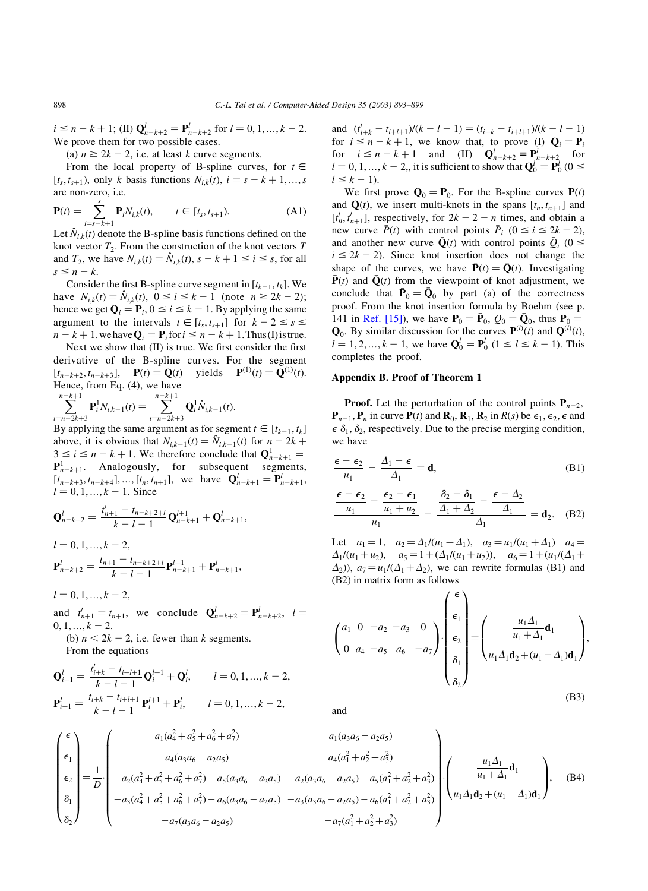$i \leq n-k+1$; (II) $\mathbf{Q}^l_{n-k+2} = \mathbf{P}^l_{n-k+2}$ for $l = 0, 1, \ldots, k-2$. We prove them for two possible cases.

(a) $n \geq 2k-2$, i.e. at least $k$ curve segments.

From the local property of B-spline curves, for $t \in [t_s, t_{s+1})$, only $k$ basis functions $N_{i,k}(t)$, $i = s-k+1, \ldots, s$ are non-zero, i.e.

$$\mathbf{P}(t) = \sum_{i=s-k+1}^{s} \mathbf{P}_i N_{i,k}(t), \qquad t \in [t_s, t_{s+1}). \tag{A1}$$

Let $\hat{N}_{i,k}(t)$ denote the B-spline basis functions defined on the knot vector $T_2$. From the construction of the knot vectors $T$ and $T_2$, we have $N_{i,k}(t) = \hat{N}_{i,k}(t)$, $s-k+1 \leq i \leq s$, for all $s \leq n-k$.

Consider the first B-spline curve segment in $[t_{k-1}, t_k]$. We have $N_{i,k}(t) = \hat{N}_{i,k}(t)$, $0 \leq i \leq k-1$ (note $n \geq 2k-2$); hence we get $\mathbf{Q}_i = \mathbf{P}_i$, $0 \leq i \leq k-1$. By applying the same argument to the intervals $t \in [t_s, t_{s+1}]$ for $k-2 \leq s \leq n-k+1$, we have $\mathbf{Q}_i = \mathbf{P}_i$ for $i \leq n-k+1$. Thus (I) is true.

Next we show that (II) is true. We first consider the first derivative of the B-spline curves. For the segment $[t_{n-k+2}, t_{n-k+3}]$, $\mathbf{P}(t) = \mathbf{Q}(t)$ yields $\mathbf{P}^{(1)}(t) = \mathbf{Q}^{(1)}(t)$. Hence, from Eq. (4), we have

$$\sum_{i=n-2k+3}^{n-k+1} \mathbf{P}^1_i N_{i,k-1}(t) = \sum_{i=n-2k+3}^{n-k+1} \mathbf{Q}^1_i \hat{N}_{i,k-1}(t).$$

By applying the same argument as for segment $t \in [t_{k-1}, t_k]$ above, it is obvious that $N_{i,k-1}(t) = \hat{N}_{i,k-1}(t)$ for $n-2k+3 \leq i \leq n-k+1$. We therefore conclude that $\mathbf{Q}^1_{n-k+1} = \mathbf{P}^1_{n-k+1}$. Analogously, for subsequent segments, $[t_{n-k+3}, t_{n-k+4}], \ldots, [t_n, t_{n+1}]$, we have $\mathbf{Q}^l_{n-k+1} = \mathbf{P}^l_{n-k+1}$, $l = 0, 1, \ldots, k-1$. Since

$$\mathbf{Q}^l_{n-k+2} = \frac{t'_{n+1} - t_{n-k+2+l}}{k-l-1} \mathbf{Q}^{l+1}_{n-k+1} + \mathbf{Q}^l_{n-k+1},$$

$l = 0, 1, \ldots, k-2,$

$$\mathbf{P}^l_{n-k+2} = \frac{t_{n+1} - t_{n-k+2+l}}{k-l-1} \mathbf{P}^{l+1}_{n-k+1} + \mathbf{P}^l_{n-k+1},$$

$l = 0, 1, \ldots, k-2,$

and $t'_{n+1} = t_{n+1}$, we conclude $\mathbf{Q}^l_{n-k+2} = \mathbf{P}^l_{n-k+2}$, $l = 0, 1, \ldots, k-2$.

(b) $n < 2k-2$, i.e. fewer than $k$ segments.

From the equations

$$\mathbf{Q}^l_{i+1} = \frac{t'_{i+k} - t_{i+l+1}}{k-l-1} \mathbf{Q}^{l+1}_i + \mathbf{Q}^l_i, \qquad l = 0, 1, \ldots, k-2,$$

$$\mathbf{P}^l_{i+1} = \frac{t_{i+k} - t_{i+l+1}}{k-l-1} \mathbf{P}^{l+1}_i + \mathbf{P}^l_i, \qquad l = 0, 1, \ldots, k-2,$$

and $(t'_{i+k} - t_{i+l+1})/(k-l-1) = (t_{i+k} - t_{i+l+1})/(k-l-1)$ for $i \leq n-k+1$, we know that, to prove (I) $\mathbf{Q}_i = \mathbf{P}_i$ for $i \leq n-k+1$ and (II) $\mathbf{Q}^l_{n-k+2} = \mathbf{P}^l_{n-k+2}$ for $l = 0, 1, \ldots, k-2$,, it is sufficient to show that $\mathbf{Q}^l_0 = \mathbf{P}^l_0$ $(0 \leq l \leq k-1)$.

We first prove $\mathbf{Q}_0 = \mathbf{P}_0$. For the B-spline curves $\mathbf{P}(t)$ and $\mathbf{Q}(t)$, we insert multi-knots in the spans $[t_n, t_{n+1}]$ and $[t'_n, t'_{n+1}]$, respectively, for $2k-2-n$ times, and obtain a new curve $\bar{P}(t)$ with control points $\bar{P}_i$ $(0 \leq i \leq 2k-2)$, and another new curve $\bar{\mathbf{Q}}(t)$ with control points $\bar{Q}_i$ $(0 \leq i \leq 2k-2)$. Since knot insertion does not change the shape of the curves, we have $\bar{\mathbf{P}}(t) = \bar{\mathbf{Q}}(t)$. Investigating $\bar{\mathbf{P}}(t)$ and $\bar{\mathbf{Q}}(t)$ from the viewpoint of knot adjustment, we conclude that $\bar{\mathbf{P}}_0 = \bar{\mathbf{Q}}_0$ by part (a) of the correctness proof. From the knot insertion formula by Boehm (see p. 141 in Ref. [15]), we have $\mathbf{P}_0 = \bar{\mathbf{P}}_0$, $Q_0 = \bar{\mathbf{Q}}_0$, thus $\mathbf{P}_0 = \mathbf{Q}_0$. By similar discussion for the curves $\mathbf{P}^{(l)}(t)$ and $\mathbf{Q}^{(l)}(t)$, $l = 1, 2, \ldots, k-1$, we have $\mathbf{Q}^l_0 = \mathbf{P}^l_0$ $(1 \leq l \leq k-1)$. This completes the proof.

## Appendix B. Proof of Theorem 1

**Proof.** Let the perturbation of the control points $\mathbf{P}_{n-2}$, $\mathbf{P}_{n-1}$, $\mathbf{P}_n$ in curve $\mathbf{P}(t)$ and $\mathbf{R}_0, \mathbf{R}_1, \mathbf{R}_2$ in $R(s)$ be $\epsilon_1, \epsilon_2, \epsilon$ and $\epsilon$ $\delta_1, \delta_2$, respectively. Due to the precise merging condition, we have

$$\frac{\epsilon - \epsilon_2}{u_1} - \frac{\Delta_1 - \epsilon}{\Delta_1} = \mathbf{d}, \tag{B1}$$

$$\frac{\dfrac{\epsilon - \epsilon_2}{u_1} - \dfrac{\epsilon_2 - \epsilon_1}{u_1 + u_2}}{u_1} - \frac{\dfrac{\delta_2 - \delta_1}{\Delta_1 + \Delta_2} - \dfrac{\epsilon - \Delta_2}{\Delta_1}}{\Delta_1} = \mathbf{d}_2. \tag{B2}$$

Let $a_1 = 1$, $a_2 = \Delta_1/(u_1 + \Delta_1)$, $a_3 = u_1/(u_1 + \Delta_1)$ $a_4 = \Delta_1/(u_1 + u_2)$, $a_5 = 1 + (\Delta_1/(u_1 + u_2))$, $a_6 = 1 + (u_1/(\Delta_1 + \Delta_2))$, $a_7 = u_1/(\Delta_1 + \Delta_2)$), we can rewrite formulas (B1) and (B2) in matrix form as follows

$$\begin{pmatrix} a_1 & 0 & -a_2 & -a_3 & 0 \\ 0 & a_4 & -a_5 & a_6 & -a_7 \end{pmatrix} \cdot \begin{pmatrix} \epsilon \\ \epsilon_1 \\ \epsilon_2 \\ \delta_1 \\ \delta_2 \end{pmatrix} = \begin{pmatrix} \dfrac{u_1 \Delta_1}{u_1 + \Delta_1} \mathbf{d}_1 \\ u_1 \Delta_1 \mathbf{d}_2 + (u_1 - \Delta_1) \mathbf{d}_1 \end{pmatrix}, \tag{B3}$$

and

$$\begin{pmatrix} \epsilon \\ \epsilon_1 \\ \epsilon_2 \\ \delta_1 \\ \delta_2 \end{pmatrix} = \frac{1}{D} \cdot \begin{pmatrix} a_1(a_4^2 + a_5^2 + a_6^2 + a_7^2) & a_1(a_3 a_6 - a_2 a_5) \\ a_4(a_3 a_6 - a_2 a_5) & a_4(a_1^2 + a_2^2 + a_3^2) \\ -a_2(a_4^2 + a_5^2 + a_6^2 + a_7^2) - a_5(a_3 a_6 - a_2 a_5) & -a_2(a_3 a_6 - a_2 a_5) - a_5(a_1^2 + a_2^2 + a_3^2) \\ -a_3(a_4^2 + a_5^2 + a_6^2 + a_7^2) - a_6(a_3 a_6 - a_2 a_5) & -a_3(a_3 a_6 - a_2 a_5) - a_6(a_1^2 + a_2^2 + a_3^2) \\ -a_7(a_3 a_6 - a_2 a_5) & -a_7(a_1^2 + a_2^2 + a_3^2) \end{pmatrix} \cdot \begin{pmatrix} \dfrac{u_1 \Delta_1}{u_1 + \Delta_1} \mathbf{d}_1 \\ u_1 \Delta_1 \mathbf{d}_2 + (u_1 - \Delta_1) \mathbf{d}_1 \end{pmatrix}, \tag{B4}$$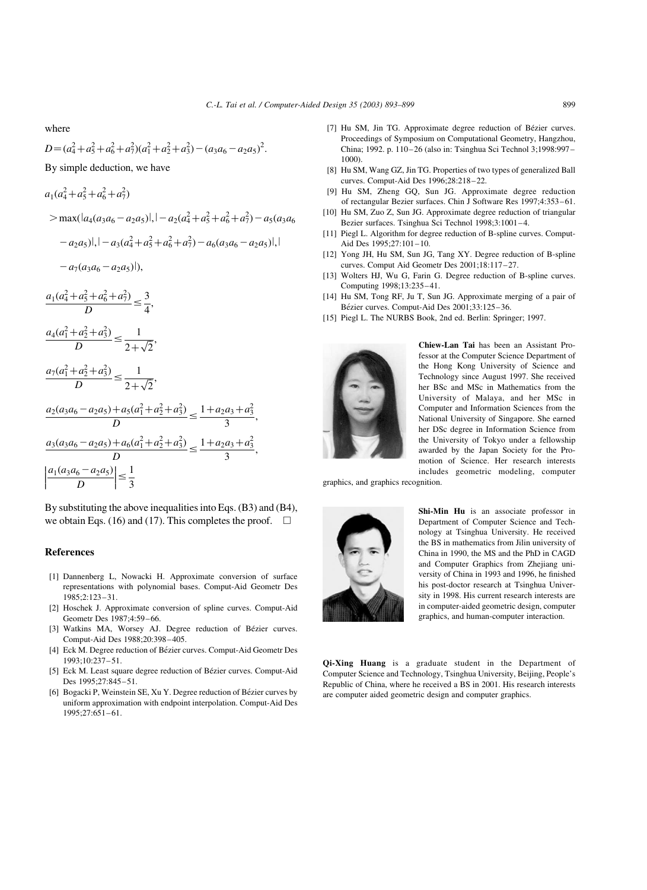where

$$D=(a_4^2+a_5^2+a_6^2+a_7^2)(a_1^2+a_2^2+a_3^2)-(a_3a_6-a_2a_5)^2.$$

By simple deduction, we have

$$a_1(a_4^2+a_5^2+a_6^2+a_7^2)$$

$$>\max(|a_4(a_3a_6-a_2a_5)|,|-a_2(a_4^2+a_5^2+a_6^2+a_7^2)-a_5(a_3a_6-a_2a_5)|,|-a_3(a_4^2+a_5^2+a_6^2+a_7^2)-a_6(a_3a_6-a_2a_5)|,|-a_7(a_3a_6-a_2a_5)|),$$

$$\frac{a_1(a_4^2+a_5^2+a_6^2+a_7^2)}{D}\le\frac{3}{4},$$

$$\frac{a_4(a_1^2+a_2^2+a_3^2)}{D}\le\frac{1}{2+\sqrt{2}},$$

$$\frac{a_7(a_1^2+a_2^2+a_3^2)}{D}\le\frac{1}{2+\sqrt{2}},$$

$$\frac{a_2(a_3a_6-a_2a_5)+a_5(a_1^2+a_2^2+a_3^2)}{D}\le\frac{1+a_2a_3+a_3^2}{3},$$

$$\frac{a_3(a_3a_6-a_2a_5)+a_6(a_1^2+a_2^2+a_3^2)}{D}\le\frac{1+a_2a_3+a_3^2}{3},$$

$$\left|\frac{a_1(a_3a_6-a_2a_5)}{D}\right|\le\frac{1}{3}$$

By substituting the above inequalities into Eqs. (B3) and (B4), we obtain Eqs. (16) and (17). This completes the proof. □

## References

[1] Dannenberg L, Nowacki H. Approximate conversion of surface representations with polynomial bases. Comput-Aid Geometr Des 1985;2:123–31.

[2] Hoschek J. Approximate conversion of spline curves. Comput-Aid Geometr Des 1987;4:59–66.

[3] Watkins MA, Worsey AJ. Degree reduction of Bézier curves. Comput-Aid Des 1988;20:398–405.

[4] Eck M. Degree reduction of Bézier curves. Comput-Aid Geometr Des 1993;10:237–51.

[5] Eck M. Least square degree reduction of Bézier curves. Comput-Aid Des 1995;27:845–51.

[6] Bogacki P, Weinstein SE, Xu Y. Degree reduction of Bézier curves by uniform approximation with endpoint interpolation. Comput-Aid Des 1995;27:651–61.

[7] Hu SM, Jin TG. Approximate degree reduction of Bézier curves. Proceedings of Symposium on Computational Geometry, Hangzhou, China; 1992. p. 110–26 (also in: Tsinghua Sci Technol 3;1998:997–1000).

[8] Hu SM, Wang GZ, Jin TG. Properties of two types of generalized Ball curves. Comput-Aid Des 1996;28:218–22.

[9] Hu SM, Zheng GQ, Sun JG. Approximate degree reduction of rectangular Bezier surfaces. Chin J Software Res 1997;4:353–61.

[10] Hu SM, Zuo Z, Sun JG. Approximate degree reduction of triangular Bezier surfaces. Tsinghua Sci Technol 1998;3:1001–4.

[11] Piegl L. Algorithm for degree reduction of B-spline curves. Comput-Aid Des 1995;27:101–10.

[12] Yong JH, Hu SM, Sun JG, Tang XY. Degree reduction of B-spline curves. Comput Aid Geometr Des 2001;18:117–27.

[13] Wolters HJ, Wu G, Farin G. Degree reduction of B-spline curves. Computing 1998;13:235–41.

[14] Hu SM, Tong RF, Ju T, Sun JG. Approximate merging of a pair of Bézier curves. Comput-Aid Des 2001;33:125–36.

[15] Piegl L. The NURBS Book, 2nd ed. Berlin: Springer; 1997.

**Chiew-Lan Tai** has been an Assistant Professor at the Computer Science Department of the Hong Kong University of Science and Technology since August 1997. She received her BSc and MSc in Mathematics from the University of Malaya, and her MSc in Computer and Information Sciences from the National University of Singapore. She earned her DSc degree in Information Science from the University of Tokyo under a fellowship awarded by the Japan Society for the Promotion of Science. Her research interests includes geometric modeling, computer graphics, and graphics recognition.

**Shi-Min Hu** is an associate professor in Department of Computer Science and Technology at Tsinghua University. He received the BS in mathematics from Jilin university of China in 1990, the MS and the PhD in CAGD and Computer Graphics from Zhejiang university of China in 1993 and 1996, he finished his post-doctor research at Tsinghua University in 1998. His current research interests are in computer-aided geometric design, computer graphics, and human-computer interaction.

**Qi-Xing Huang** is a graduate student in the Department of Computer Science and Technology, Tsinghua University, Beijing, People's Republic of China, where he received a BS in 2001. His research interests are computer aided geometric design and computer graphics.